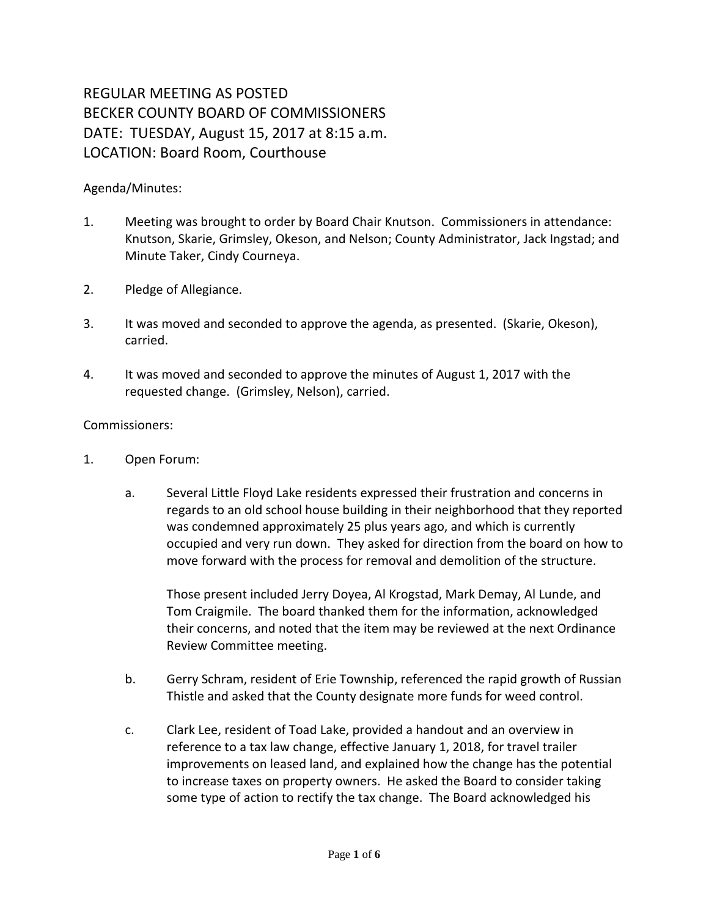# REGULAR MEETING AS POSTED
# BECKER COUNTY BOARD OF COMMISSIONERS
# DATE: TUESDAY, August 15, 2017 at 8:15 a.m.
# LOCATION: Board Room, Courthouse

Agenda/Minutes:

1. Meeting was brought to order by Board Chair Knutson. Commissioners in attendance: Knutson, Skarie, Grimsley, Okeson, and Nelson; County Administrator, Jack Ingstad; and Minute Taker, Cindy Courneya.

2. Pledge of Allegiance.

3. It was moved and seconded to approve the agenda, as presented. (Skarie, Okeson), carried.

4. It was moved and seconded to approve the minutes of August 1, 2017 with the requested change. (Grimsley, Nelson), carried.

Commissioners:

1. Open Forum:

   a. Several Little Floyd Lake residents expressed their frustration and concerns in regards to an old school house building in their neighborhood that they reported was condemned approximately 25 plus years ago, and which is currently occupied and very run down. They asked for direction from the board on how to move forward with the process for removal and demolition of the structure.

      Those present included Jerry Doyea, Al Krogstad, Mark Demay, Al Lunde, and Tom Craigmile. The board thanked them for the information, acknowledged their concerns, and noted that the item may be reviewed at the next Ordinance Review Committee meeting.

   b. Gerry Schram, resident of Erie Township, referenced the rapid growth of Russian Thistle and asked that the County designate more funds for weed control.

   c. Clark Lee, resident of Toad Lake, provided a handout and an overview in reference to a tax law change, effective January 1, 2018, for travel trailer improvements on leased land, and explained how the change has the potential to increase taxes on property owners. He asked the Board to consider taking some type of action to rectify the tax change. The Board acknowledged his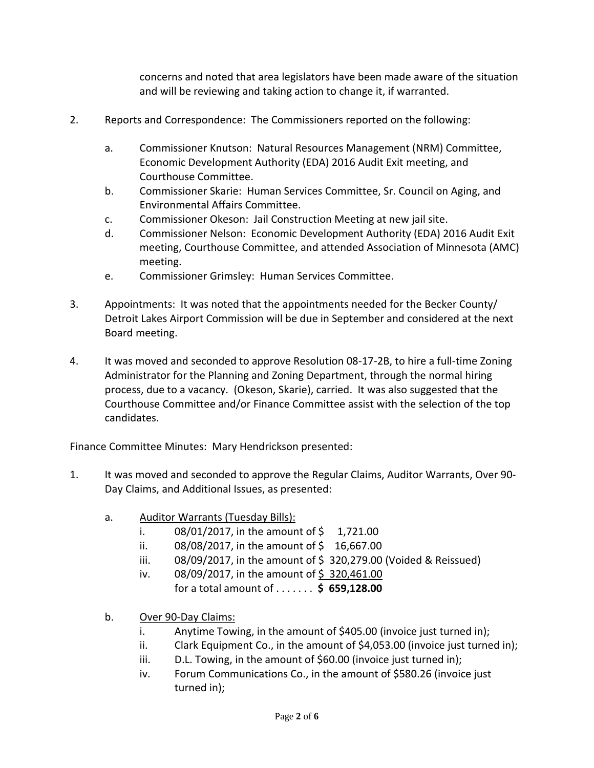concerns and noted that area legislators have been made aware of the situation and will be reviewing and taking action to change it, if warranted.

2. Reports and Correspondence: The Commissioners reported on the following:

   a. Commissioner Knutson: Natural Resources Management (NRM) Committee, Economic Development Authority (EDA) 2016 Audit Exit meeting, and Courthouse Committee.
   b. Commissioner Skarie: Human Services Committee, Sr. Council on Aging, and Environmental Affairs Committee.
   c. Commissioner Okeson: Jail Construction Meeting at new jail site.
   d. Commissioner Nelson: Economic Development Authority (EDA) 2016 Audit Exit meeting, Courthouse Committee, and attended Association of Minnesota (AMC) meeting.
   e. Commissioner Grimsley: Human Services Committee.

3. Appointments: It was noted that the appointments needed for the Becker County/ Detroit Lakes Airport Commission will be due in September and considered at the next Board meeting.

4. It was moved and seconded to approve Resolution 08-17-2B, to hire a full-time Zoning Administrator for the Planning and Zoning Department, through the normal hiring process, due to a vacancy. (Okeson, Skarie), carried. It was also suggested that the Courthouse Committee and/or Finance Committee assist with the selection of the top candidates.

Finance Committee Minutes: Mary Hendrickson presented:

1. It was moved and seconded to approve the Regular Claims, Auditor Warrants, Over 90-Day Claims, and Additional Issues, as presented:

   a. Auditor Warrants (Tuesday Bills):
      i. 08/01/2017, in the amount of $ 1,721.00
      ii. 08/08/2017, in the amount of $ 16,667.00
      iii. 08/09/2017, in the amount of $ 320,279.00 (Voided & Reissued)
      iv. 08/09/2017, in the amount of $ 320,461.00

      for a total amount of . . . . . . . **$ 659,128.00**

   b. Over 90-Day Claims:
      i. Anytime Towing, in the amount of $405.00 (invoice just turned in);
      ii. Clark Equipment Co., in the amount of $4,053.00 (invoice just turned in);
      iii. D.L. Towing, in the amount of $60.00 (invoice just turned in);
      iv. Forum Communications Co., in the amount of $580.26 (invoice just turned in);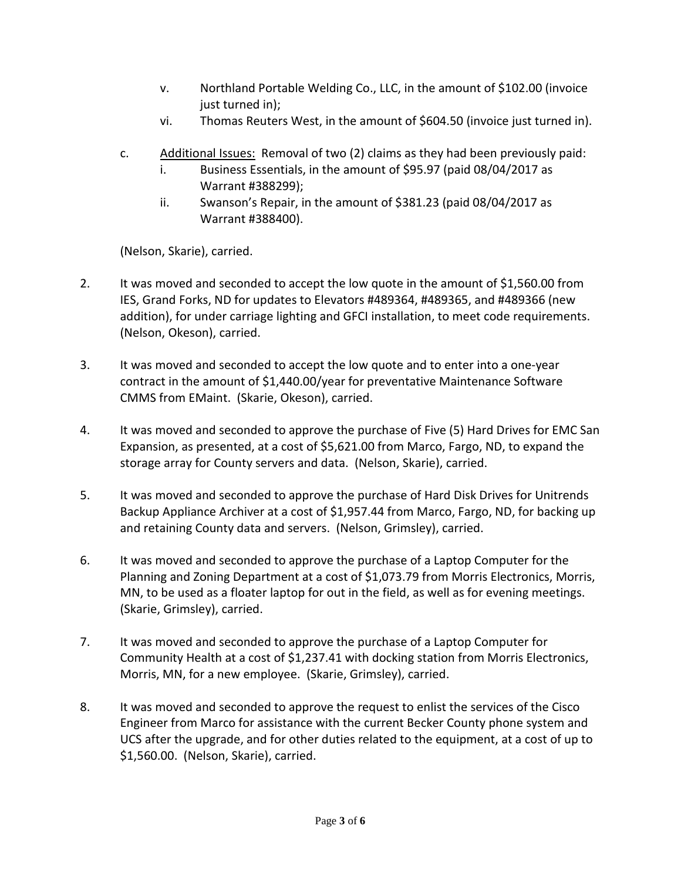v. Northland Portable Welding Co., LLC, in the amount of $102.00 (invoice just turned in);
   vi. Thomas Reuters West, in the amount of $604.50 (invoice just turned in).

c. <u>Additional Issues:</u> Removal of two (2) claims as they had been previously paid:
   i. Business Essentials, in the amount of $95.97 (paid 08/04/2017 as Warrant #388299);
   ii. Swanson's Repair, in the amount of $381.23 (paid 08/04/2017 as Warrant #388400).

(Nelson, Skarie), carried.

2. It was moved and seconded to accept the low quote in the amount of $1,560.00 from IES, Grand Forks, ND for updates to Elevators #489364, #489365, and #489366 (new addition), for under carriage lighting and GFCI installation, to meet code requirements. (Nelson, Okeson), carried.

3. It was moved and seconded to accept the low quote and to enter into a one-year contract in the amount of $1,440.00/year for preventative Maintenance Software CMMS from EMaint. (Skarie, Okeson), carried.

4. It was moved and seconded to approve the purchase of Five (5) Hard Drives for EMC San Expansion, as presented, at a cost of $5,621.00 from Marco, Fargo, ND, to expand the storage array for County servers and data. (Nelson, Skarie), carried.

5. It was moved and seconded to approve the purchase of Hard Disk Drives for Unitrends Backup Appliance Archiver at a cost of $1,957.44 from Marco, Fargo, ND, for backing up and retaining County data and servers. (Nelson, Grimsley), carried.

6. It was moved and seconded to approve the purchase of a Laptop Computer for the Planning and Zoning Department at a cost of $1,073.79 from Morris Electronics, Morris, MN, to be used as a floater laptop for out in the field, as well as for evening meetings. (Skarie, Grimsley), carried.

7. It was moved and seconded to approve the purchase of a Laptop Computer for Community Health at a cost of $1,237.41 with docking station from Morris Electronics, Morris, MN, for a new employee. (Skarie, Grimsley), carried.

8. It was moved and seconded to approve the request to enlist the services of the Cisco Engineer from Marco for assistance with the current Becker County phone system and UCS after the upgrade, and for other duties related to the equipment, at a cost of up to $1,560.00. (Nelson, Skarie), carried.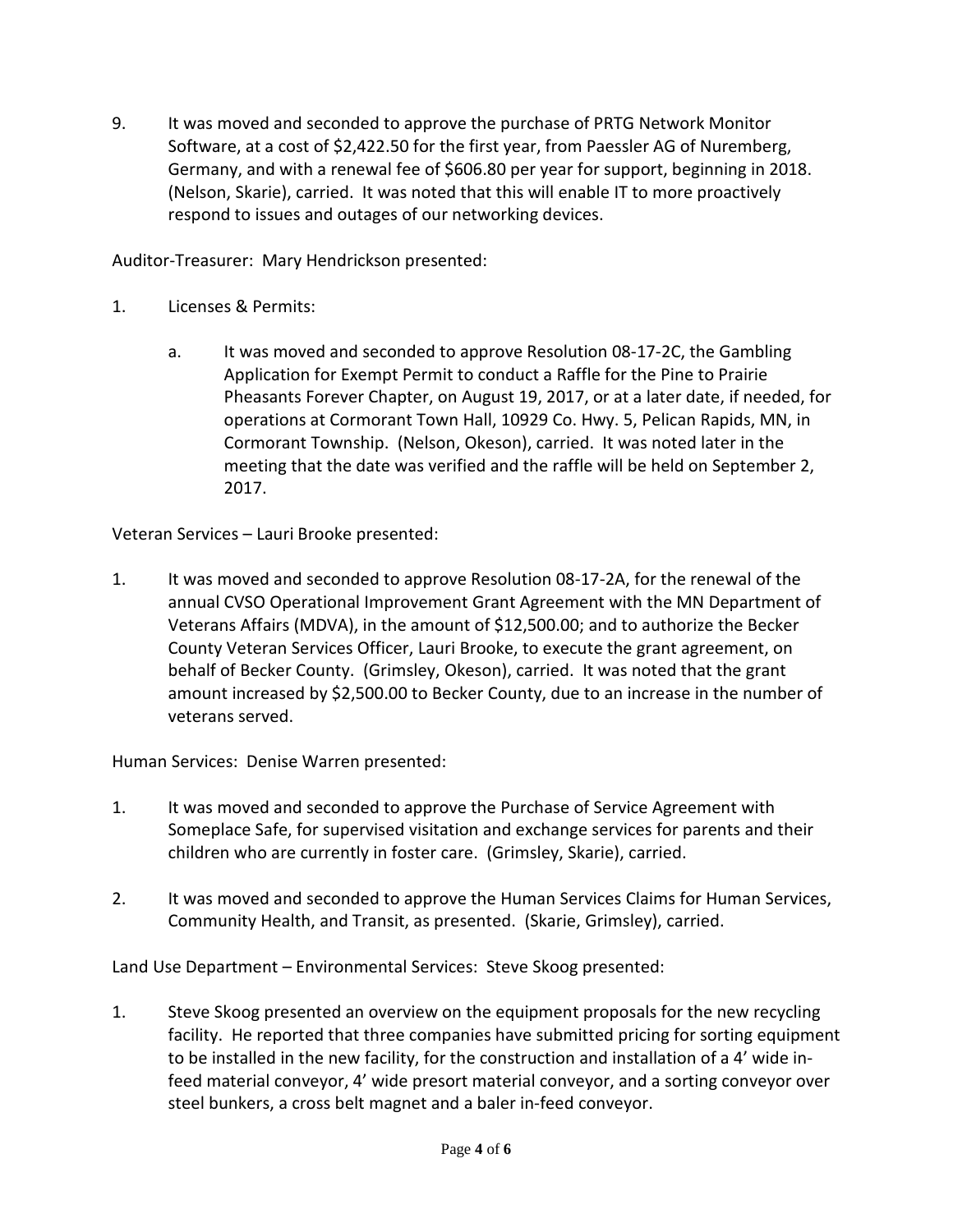9. It was moved and seconded to approve the purchase of PRTG Network Monitor Software, at a cost of $2,422.50 for the first year, from Paessler AG of Nuremberg, Germany, and with a renewal fee of $606.80 per year for support, beginning in 2018. (Nelson, Skarie), carried. It was noted that this will enable IT to more proactively respond to issues and outages of our networking devices.

Auditor-Treasurer: Mary Hendrickson presented:

1. Licenses & Permits:

   a. It was moved and seconded to approve Resolution 08-17-2C, the Gambling Application for Exempt Permit to conduct a Raffle for the Pine to Prairie Pheasants Forever Chapter, on August 19, 2017, or at a later date, if needed, for operations at Cormorant Town Hall, 10929 Co. Hwy. 5, Pelican Rapids, MN, in Cormorant Township. (Nelson, Okeson), carried. It was noted later in the meeting that the date was verified and the raffle will be held on September 2, 2017.

Veteran Services – Lauri Brooke presented:

1. It was moved and seconded to approve Resolution 08-17-2A, for the renewal of the annual CVSO Operational Improvement Grant Agreement with the MN Department of Veterans Affairs (MDVA), in the amount of $12,500.00; and to authorize the Becker County Veteran Services Officer, Lauri Brooke, to execute the grant agreement, on behalf of Becker County. (Grimsley, Okeson), carried. It was noted that the grant amount increased by $2,500.00 to Becker County, due to an increase in the number of veterans served.

Human Services: Denise Warren presented:

1. It was moved and seconded to approve the Purchase of Service Agreement with Someplace Safe, for supervised visitation and exchange services for parents and their children who are currently in foster care. (Grimsley, Skarie), carried.

2. It was moved and seconded to approve the Human Services Claims for Human Services, Community Health, and Transit, as presented. (Skarie, Grimsley), carried.

Land Use Department – Environmental Services: Steve Skoog presented:

1. Steve Skoog presented an overview on the equipment proposals for the new recycling facility. He reported that three companies have submitted pricing for sorting equipment to be installed in the new facility, for the construction and installation of a 4' wide in-feed material conveyor, 4' wide presort material conveyor, and a sorting conveyor over steel bunkers, a cross belt magnet and a baler in-feed conveyor.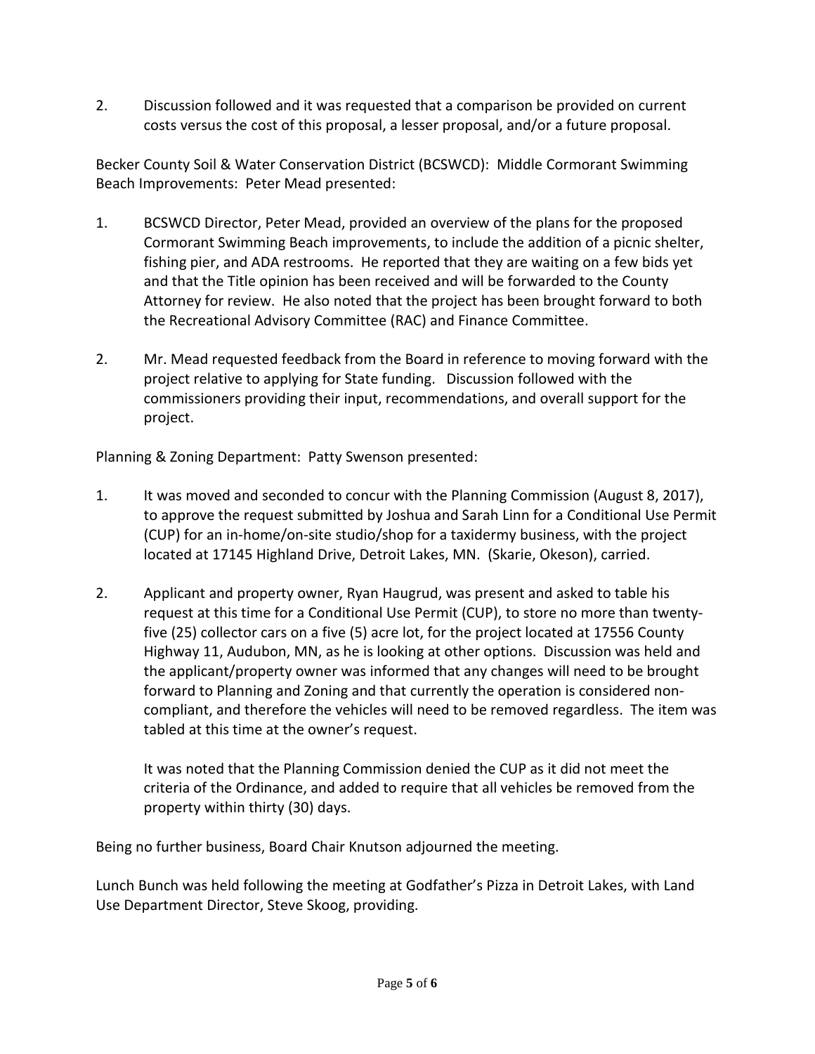2. Discussion followed and it was requested that a comparison be provided on current costs versus the cost of this proposal, a lesser proposal, and/or a future proposal.

Becker County Soil & Water Conservation District (BCSWCD): Middle Cormorant Swimming Beach Improvements: Peter Mead presented:

1. BCSWCD Director, Peter Mead, provided an overview of the plans for the proposed Cormorant Swimming Beach improvements, to include the addition of a picnic shelter, fishing pier, and ADA restrooms. He reported that they are waiting on a few bids yet and that the Title opinion has been received and will be forwarded to the County Attorney for review. He also noted that the project has been brought forward to both the Recreational Advisory Committee (RAC) and Finance Committee.

2. Mr. Mead requested feedback from the Board in reference to moving forward with the project relative to applying for State funding. Discussion followed with the commissioners providing their input, recommendations, and overall support for the project.

Planning & Zoning Department: Patty Swenson presented:

1. It was moved and seconded to concur with the Planning Commission (August 8, 2017), to approve the request submitted by Joshua and Sarah Linn for a Conditional Use Permit (CUP) for an in-home/on-site studio/shop for a taxidermy business, with the project located at 17145 Highland Drive, Detroit Lakes, MN. (Skarie, Okeson), carried.

2. Applicant and property owner, Ryan Haugrud, was present and asked to table his request at this time for a Conditional Use Permit (CUP), to store no more than twenty-five (25) collector cars on a five (5) acre lot, for the project located at 17556 County Highway 11, Audubon, MN, as he is looking at other options. Discussion was held and the applicant/property owner was informed that any changes will need to be brought forward to Planning and Zoning and that currently the operation is considered non-compliant, and therefore the vehicles will need to be removed regardless. The item was tabled at this time at the owner's request.

   It was noted that the Planning Commission denied the CUP as it did not meet the criteria of the Ordinance, and added to require that all vehicles be removed from the property within thirty (30) days.

Being no further business, Board Chair Knutson adjourned the meeting.

Lunch Bunch was held following the meeting at Godfather's Pizza in Detroit Lakes, with Land Use Department Director, Steve Skoog, providing.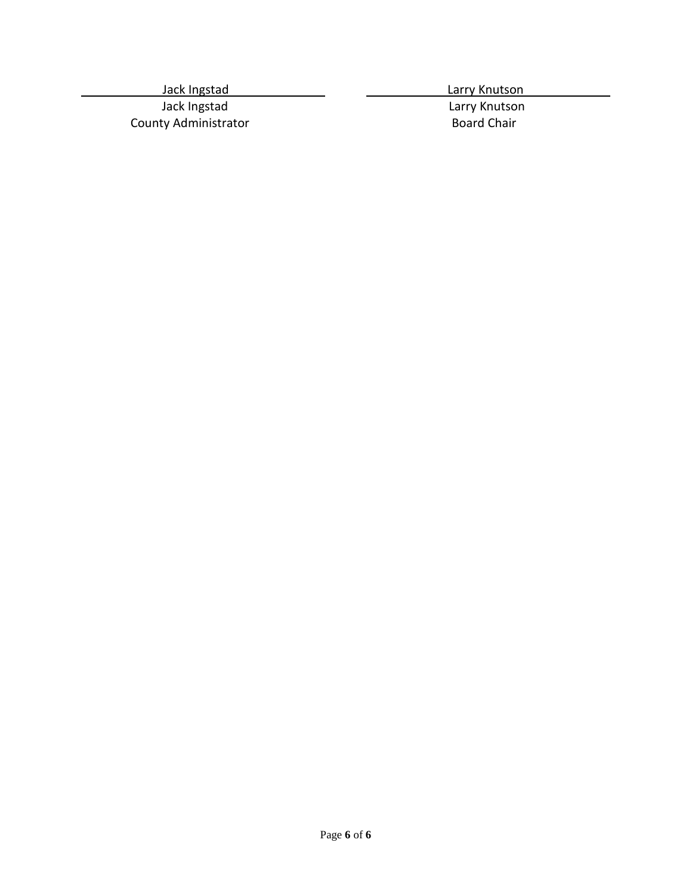| | |
|---|---|
| Jack Ingstad | Larry Knutson |
| Jack Ingstad | Larry Knutson |
| County Administrator | Board Chair |